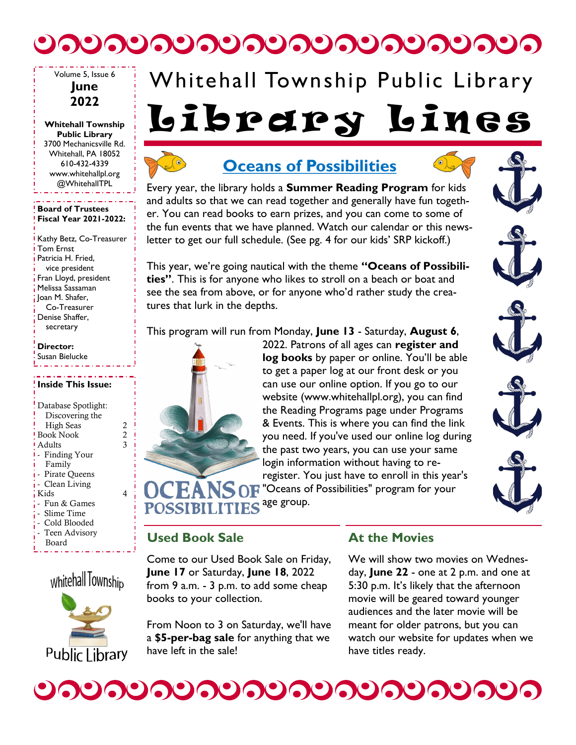Volume 5, Issue 6

**June 2022**

**Whitehall Township Public Library**
3700 Mechanicsville Rd.
Whitehall, PA 18052
610-432-4339
www.whitehallpl.org
@WhitehallTPL

**Board of Trustees Fiscal Year 2021-2022:**

Kathy Betz, Co-Treasurer
Tom Ernst
Patricia H. Fried, vice president
Fran Lloyd, president
Melissa Sassaman
Joan M. Shafer, Co-Treasurer
Denise Shaffer, secretary

**Director:**
Susan Bielucke

**Inside This Issue:**

| | |
|---|---|
| Database Spotlight: Discovering the High Seas | 2 |
| Book Nook | 2 |
| Adults | 3 |
| - Finding Your Family | |
| - Pirate Queens | |
| - Clean Living | |
| Kids | 4 |
| - Fun & Games | |
| - Slime Time | |
| - Cold Blooded | |
| - Teen Advisory Board | |

Whitehall Township Public Library

# Whitehall Township Public Library
# Library Lines

## Oceans of Possibilities

Every year, the library holds a **Summer Reading Program** for kids and adults so that we can read together and generally have fun together. You can read books to earn prizes, and you can come to some of the fun events that we have planned. Watch our calendar or this newsletter to get our full schedule. (See pg. 4 for our kids' SRP kickoff.)

This year, we're going nautical with the theme **"Oceans of Possibilities"**. This is for anyone who likes to stroll on a beach or boat and see the sea from above, or for anyone who'd rather study the creatures that lurk in the depths.

This program will run from Monday, **June 13** - Saturday, **August 6**, 2022. Patrons of all ages can **register and log books** by paper or online. You'll be able to get a paper log at our front desk or you can use our online option. If you go to our website (www.whitehallpl.org), you can find the Reading Programs page under Programs & Events. This is where you can find the link you need. If you've used our online log during the past two years, you can use your same login information without having to re-register. You just have to enroll in this year's "Oceans of Possibilities" program for your age group.

OCEANS OF POSSIBILITIES

### Used Book Sale

Come to our Used Book Sale on Friday, **June 17** or Saturday, **June 18**, 2022 from 9 a.m. - 3 p.m. to add some cheap books to your collection.

From Noon to 3 on Saturday, we'll have a **$5-per-bag sale** for anything that we have left in the sale!

### At the Movies

We will show two movies on Wednesday, **June 22** - one at 2 p.m. and one at 5:30 p.m. It's likely that the afternoon movie will be geared toward younger audiences and the later movie will be meant for older patrons, but you can watch our website for updates when we have titles ready.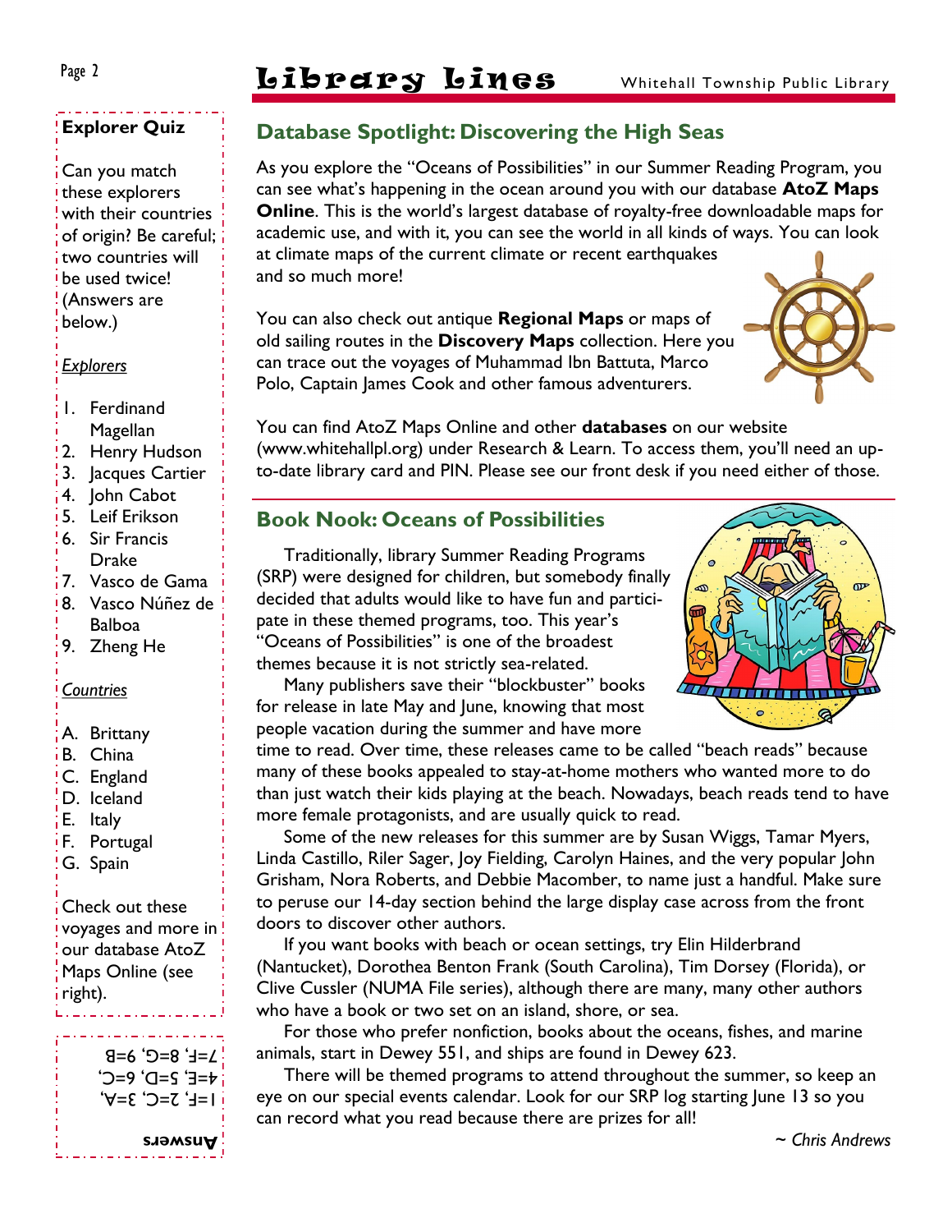## Explorer Quiz

Can you match these explorers with their countries of origin? Be careful; two countries will be used twice! (Answers are below.)

*Explorers*

1. Ferdinand Magellan
2. Henry Hudson
3. Jacques Cartier
4. John Cabot
5. Leif Erikson
6. Sir Francis Drake
7. Vasco de Gama
8. Vasco Núñez de Balboa
9. Zheng He

*Countries*

- A. Brittany
- B. China
- C. England
- D. Iceland
- E. Italy
- F. Portugal
- G. Spain

Check out these voyages and more in our database AtoZ Maps Online (see right).

**Answers**

1=F, 2=C, 3=A, 4=E, 5=D, 6=C, 7=F, 8=G, 9=B

## Database Spotlight: Discovering the High Seas

As you explore the "Oceans of Possibilities" in our Summer Reading Program, you can see what's happening in the ocean around you with our database **AtoZ Maps Online**. This is the world's largest database of royalty-free downloadable maps for academic use, and with it, you can see the world in all kinds of ways. You can look at climate maps of the current climate or recent earthquakes and so much more!

You can also check out antique **Regional Maps** or maps of old sailing routes in the **Discovery Maps** collection. Here you can trace out the voyages of Muhammad Ibn Battuta, Marco Polo, Captain James Cook and other famous adventurers.

You can find AtoZ Maps Online and other **databases** on our website (www.whitehallpl.org) under Research & Learn. To access them, you'll need an up-to-date library card and PIN. Please see our front desk if you need either of those.

## Book Nook: Oceans of Possibilities

Traditionally, library Summer Reading Programs (SRP) were designed for children, but somebody finally decided that adults would like to have fun and participate in these themed programs, too. This year's "Oceans of Possibilities" is one of the broadest themes because it is not strictly sea-related.

Many publishers save their "blockbuster" books for release in late May and June, knowing that most people vacation during the summer and have more time to read. Over time, these releases came to be called "beach reads" because many of these books appealed to stay-at-home mothers who wanted more to do than just watch their kids playing at the beach. Nowadays, beach reads tend to have more female protagonists, and are usually quick to read.

Some of the new releases for this summer are by Susan Wiggs, Tamar Myers, Linda Castillo, Riler Sager, Joy Fielding, Carolyn Haines, and the very popular John Grisham, Nora Roberts, and Debbie Macomber, to name just a handful. Make sure to peruse our 14-day section behind the large display case across from the front doors to discover other authors.

If you want books with beach or ocean settings, try Elin Hilderbrand (Nantucket), Dorothea Benton Frank (South Carolina), Tim Dorsey (Florida), or Clive Cussler (NUMA File series), although there are many, many other authors who have a book or two set on an island, shore, or sea.

For those who prefer nonfiction, books about the oceans, fishes, and marine animals, start in Dewey 551, and ships are found in Dewey 623.

There will be themed programs to attend throughout the summer, so keep an eye on our special events calendar. Look for our SRP log starting June 13 so you can record what you read because there are prizes for all!

*~ Chris Andrews*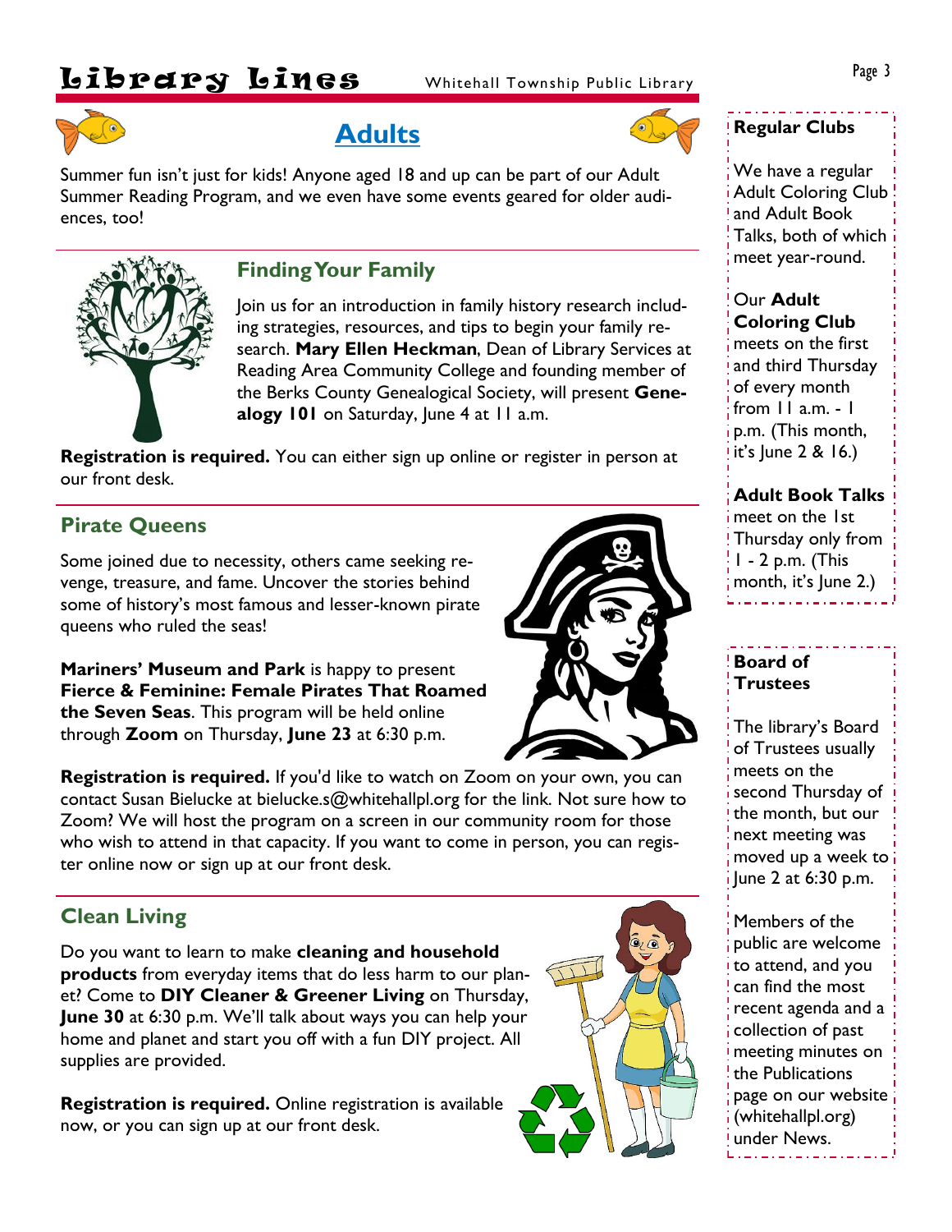# Adults

Summer fun isn't just for kids! Anyone aged 18 and up can be part of our Adult Summer Reading Program, and we even have some events geared for older audiences, too!

## Finding Your Family

Join us for an introduction in family history research including strategies, resources, and tips to begin your family research. **Mary Ellen Heckman**, Dean of Library Services at Reading Area Community College and founding member of the Berks County Genealogical Society, will present **Genealogy 101** on Saturday, June 4 at 11 a.m.

**Registration is required.** You can either sign up online or register in person at our front desk.

## Pirate Queens

Some joined due to necessity, others came seeking revenge, treasure, and fame. Uncover the stories behind some of history's most famous and lesser-known pirate queens who ruled the seas!

**Mariners' Museum and Park** is happy to present **Fierce & Feminine: Female Pirates That Roamed the Seven Seas**. This program will be held online through **Zoom** on Thursday, **June 23** at 6:30 p.m.

**Registration is required.** If you'd like to watch on Zoom on your own, you can contact Susan Bielucke at bielucke.s@whitehallpl.org for the link. Not sure how to Zoom? We will host the program on a screen in our community room for those who wish to attend in that capacity. If you want to come in person, you can register online now or sign up at our front desk.

## Clean Living

Do you want to learn to make **cleaning and household products** from everyday items that do less harm to our planet? Come to **DIY Cleaner & Greener Living** on Thursday, **June 30** at 6:30 p.m. We'll talk about ways you can help your home and planet and start you off with a fun DIY project. All supplies are provided.

**Registration is required.** Online registration is available now, or you can sign up at our front desk.

## Regular Clubs

We have a regular Adult Coloring Club and Adult Book Talks, both of which meet year-round.

Our **Adult Coloring Club** meets on the first and third Thursday of every month from 11 a.m. - 1 p.m. (This month, it's June 2 & 16.)

**Adult Book Talks** meet on the 1st Thursday only from 1 - 2 p.m. (This month, it's June 2.)

## Board of Trustees

The library's Board of Trustees usually meets on the second Thursday of the month, but our next meeting was moved up a week to June 2 at 6:30 p.m.

Members of the public are welcome to attend, and you can find the most recent agenda and a collection of past meeting minutes on the Publications page on our website (whitehallpl.org) under News.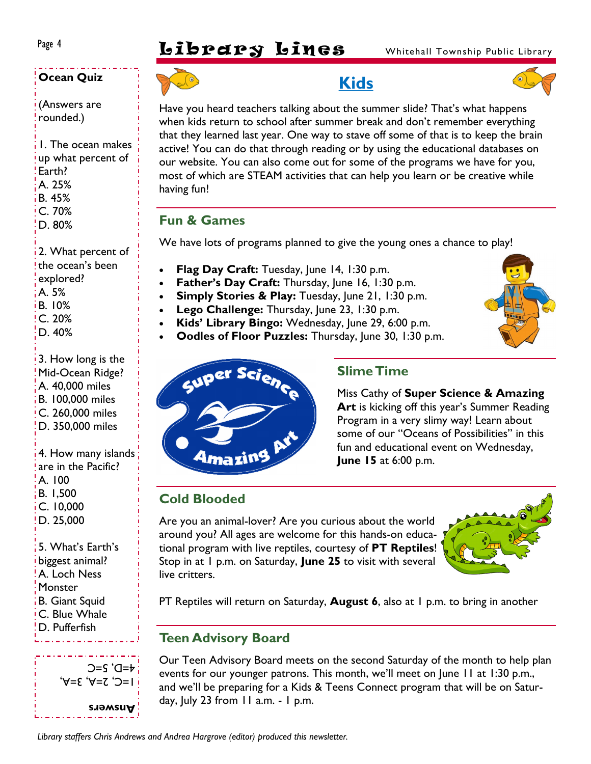## Ocean Quiz

(Answers are rounded.)

1. The ocean makes up what percent of Earth?
A. 25%
B. 45%
C. 70%
D. 80%

2. What percent of the ocean's been explored?
A. 5%
B. 10%
C. 20%
D. 40%

3. How long is the Mid-Ocean Ridge?
A. 40,000 miles
B. 100,000 miles
C. 260,000 miles
D. 350,000 miles

4. How many islands are in the Pacific?
A. 100
B. 1,500
C. 10,000
D. 25,000

5. What's Earth's biggest animal?
A. Loch Ness Monster
B. Giant Squid
C. Blue Whale
D. Pufferfish

**Answers**

1=C, 2=A, 3=A, 4=D, 5=C

# Kids

Have you heard teachers talking about the summer slide? That's what happens when kids return to school after summer break and don't remember everything that they learned last year. One way to stave off some of that is to keep the brain active! You can do that through reading or by using the educational databases on our website. You can also come out for some of the programs we have for you, most of which are STEAM activities that can help you learn or be creative while having fun!

## Fun & Games

We have lots of programs planned to give the young ones a chance to play!

- **Flag Day Craft:** Tuesday, June 14, 1:30 p.m.
- **Father's Day Craft:** Thursday, June 16, 1:30 p.m.
- **Simply Stories & Play:** Tuesday, June 21, 1:30 p.m.
- **Lego Challenge:** Thursday, June 23, 1:30 p.m.
- **Kids' Library Bingo:** Wednesday, June 29, 6:00 p.m.
- **Oodles of Floor Puzzles:** Thursday, June 30, 1:30 p.m.

## Slime Time

Miss Cathy of **Super Science & Amazing Art** is kicking off this year's Summer Reading Program in a very slimy way! Learn about some of our "Oceans of Possibilities" in this fun and educational event on Wednesday, **June 15** at 6:00 p.m.

## Cold Blooded

Are you an animal-lover? Are you curious about the world around you? All ages are welcome for this hands-on educational program with live reptiles, courtesy of **PT Reptiles**! Stop in at 1 p.m. on Saturday, **June 25** to visit with several live critters.

PT Reptiles will return on Saturday, **August 6**, also at 1 p.m. to bring in another

## Teen Advisory Board

Our Teen Advisory Board meets on the second Saturday of the month to help plan events for our younger patrons. This month, we'll meet on June 11 at 1:30 p.m., and we'll be preparing for a Kids & Teens Connect program that will be on Saturday, July 23 from 11 a.m. - 1 p.m.

*Library staffers Chris Andrews and Andrea Hargrove (editor) produced this newsletter.*